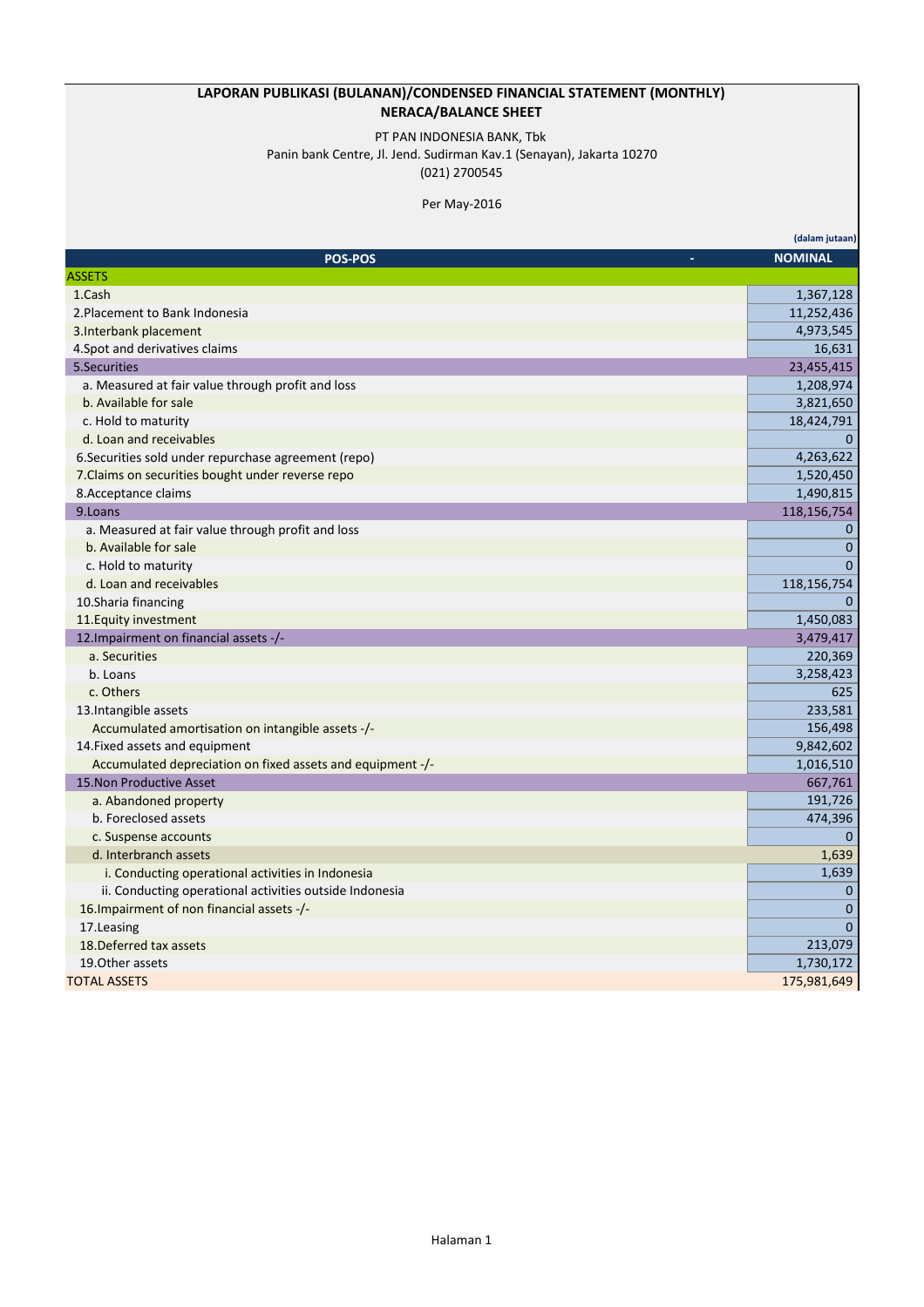# LAPORAN PUBLIKASI (BULANAN)/CONDENSED FINANCIAL STATEMENT (MONTHLY)
## NERACA/BALANCE SHEET

PT PAN INDONESIA BANK, Tbk
Panin bank Centre, Jl. Jend. Sudirman Kav.1 (Senayan), Jakarta 10270
(021) 2700545

Per May-2016

(dalam jutaan)

| POS-POS | NOMINAL |
|---|---|
| ASSETS | |
| 1.Cash | 1,367,128 |
| 2.Placement to Bank Indonesia | 11,252,436 |
| 3.Interbank placement | 4,973,545 |
| 4.Spot and derivatives claims | 16,631 |
| 5.Securities | 23,455,415 |
| a. Measured at fair value through profit and loss | 1,208,974 |
| b. Available for sale | 3,821,650 |
| c. Hold to maturity | 18,424,791 |
| d. Loan and receivables | 0 |
| 6.Securities sold under repurchase agreement (repo) | 4,263,622 |
| 7.Claims on securities bought under reverse repo | 1,520,450 |
| 8.Acceptance claims | 1,490,815 |
| 9.Loans | 118,156,754 |
| a. Measured at fair value through profit and loss | 0 |
| b. Available for sale | 0 |
| c. Hold to maturity | 0 |
| d. Loan and receivables | 118,156,754 |
| 10.Sharia financing | 0 |
| 11.Equity investment | 1,450,083 |
| 12.Impairment on financial assets -/- | 3,479,417 |
| a. Securities | 220,369 |
| b. Loans | 3,258,423 |
| c. Others | 625 |
| 13.Intangible assets | 233,581 |
| Accumulated amortisation on intangible assets -/- | 156,498 |
| 14.Fixed assets and equipment | 9,842,602 |
| Accumulated depreciation on fixed assets and equipment -/- | 1,016,510 |
| 15.Non Productive Asset | 667,761 |
| a. Abandoned property | 191,726 |
| b. Foreclosed assets | 474,396 |
| c. Suspense accounts | 0 |
| d. Interbranch assets | 1,639 |
| i. Conducting operational activities in Indonesia | 1,639 |
| ii. Conducting operational activities outside Indonesia | 0 |
| 16.Impairment of non financial assets -/- | 0 |
| 17.Leasing | 0 |
| 18.Deferred tax assets | 213,079 |
| 19.Other assets | 1,730,172 |
| TOTAL ASSETS | 175,981,649 |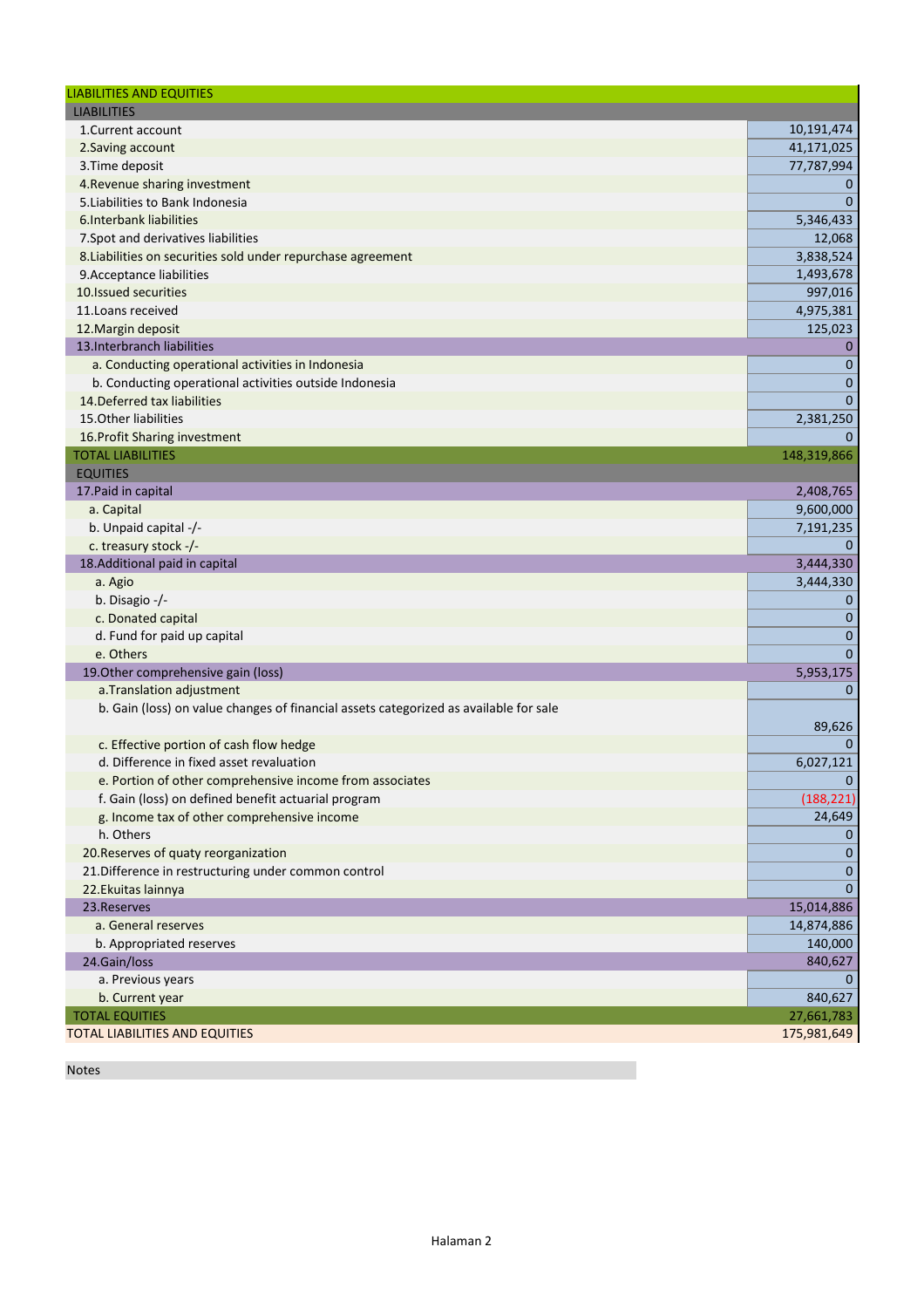| LIABILITIES AND EQUITIES | |
|---|---|
| LIABILITIES | |
| 1.Current account | 10,191,474 |
| 2.Saving account | 41,171,025 |
| 3.Time deposit | 77,787,994 |
| 4.Revenue sharing investment | 0 |
| 5.Liabilities to Bank Indonesia | 0 |
| 6.Interbank liabilities | 5,346,433 |
| 7.Spot and derivatives liabilities | 12,068 |
| 8.Liabilities on securities sold under repurchase agreement | 3,838,524 |
| 9.Acceptance liabilities | 1,493,678 |
| 10.Issued securities | 997,016 |
| 11.Loans received | 4,975,381 |
| 12.Margin deposit | 125,023 |
| 13.Interbranch liabilities | 0 |
| a. Conducting operational activities in Indonesia | 0 |
| b. Conducting operational activities outside Indonesia | 0 |
| 14.Deferred tax liabilities | 0 |
| 15.Other liabilities | 2,381,250 |
| 16.Profit Sharing investment | 0 |
| TOTAL LIABILITIES | 148,319,866 |
| EQUITIES | |
| 17.Paid in capital | 2,408,765 |
| a. Capital | 9,600,000 |
| b. Unpaid capital -/- | 7,191,235 |
| c. treasury stock -/- | 0 |
| 18.Additional paid in capital | 3,444,330 |
| a. Agio | 3,444,330 |
| b. Disagio -/- | 0 |
| c. Donated capital | 0 |
| d. Fund for paid up capital | 0 |
| e. Others | 0 |
| 19.Other comprehensive gain (loss) | 5,953,175 |
| a.Translation adjustment | 0 |
| b. Gain (loss) on value changes of financial assets categorized as available for sale | 89,626 |
| c. Effective portion of cash flow hedge | 0 |
| d. Difference in fixed asset revaluation | 6,027,121 |
| e. Portion of other comprehensive income from associates | 0 |
| f. Gain (loss) on defined benefit actuarial program | (188,221) |
| g. Income tax of other comprehensive income | 24,649 |
| h. Others | 0 |
| 20.Reserves of quaty reorganization | 0 |
| 21.Difference in restructuring under common control | 0 |
| 22.Ekuitas lainnya | 0 |
| 23.Reserves | 15,014,886 |
| a. General reserves | 14,874,886 |
| b. Appropriated reserves | 140,000 |
| 24.Gain/loss | 840,627 |
| a. Previous years | 0 |
| b. Current year | 840,627 |
| TOTAL EQUITIES | 27,661,783 |
| TOTAL LIABILITIES AND EQUITIES | 175,981,649 |

Notes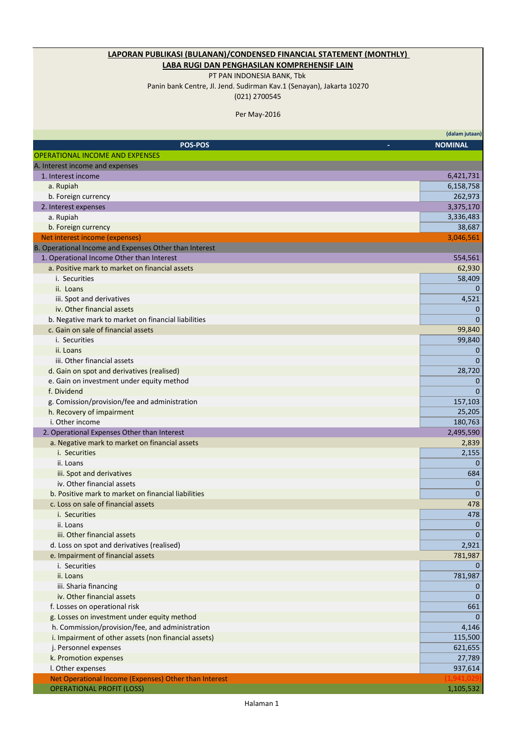**LAPORAN PUBLIKASI (BULANAN)/CONDENSED FINANCIAL STATEMENT (MONTHLY)**

**LABA RUGI DAN PENGHASILAN KOMPREHENSIF LAIN**

PT PAN INDONESIA BANK, Tbk

Panin bank Centre, Jl. Jend. Sudirman Kav.1 (Senayan), Jakarta 10270

(021) 2700545

Per May-2016

(dalam jutaan)

| POS-POS | NOMINAL |
|---|---|
| OPERATIONAL INCOME AND EXPENSES | |
| A. Interest income and expenses | |
| 1. Interest income | 6,421,731 |
| a. Rupiah | 6,158,758 |
| b. Foreign currency | 262,973 |
| 2. Interest expenses | 3,375,170 |
| a. Rupiah | 3,336,483 |
| b. Foreign currency | 38,687 |
| Net interest income (expenses) | 3,046,561 |
| B. Operational Income and Expenses Other than Interest | |
| 1. Operational Income Other than Interest | 554,561 |
| a. Positive mark to market on financial assets | 62,930 |
| i. Securities | 58,409 |
| ii. Loans | 0 |
| iii. Spot and derivatives | 4,521 |
| iv. Other financial assets | 0 |
| b. Negative mark to market on financial liabilities | 0 |
| c. Gain on sale of financial assets | 99,840 |
| i. Securities | 99,840 |
| ii. Loans | 0 |
| iii. Other financial assets | 0 |
| d. Gain on spot and derivatives (realised) | 28,720 |
| e. Gain on investment under equity method | 0 |
| f. Dividend | 0 |
| g. Comission/provision/fee and administration | 157,103 |
| h. Recovery of impairment | 25,205 |
| i. Other income | 180,763 |
| 2. Operational Expenses Other than Interest | 2,495,590 |
| a. Negative mark to market on financial assets | 2,839 |
| i. Securities | 2,155 |
| ii. Loans | 0 |
| iii. Spot and derivatives | 684 |
| iv. Other financial assets | 0 |
| b. Positive mark to market on financial liabilities | 0 |
| c. Loss on sale of financial assets | 478 |
| i. Securities | 478 |
| ii. Loans | 0 |
| iii. Other financial assets | 0 |
| d. Loss on spot and derivatives (realised) | 2,921 |
| e. Impairment of financial assets | 781,987 |
| i. Securities | 0 |
| ii. Loans | 781,987 |
| iii. Sharia financing | 0 |
| iv. Other financial assets | 0 |
| f. Losses on operational risk | 661 |
| g. Losses on investment under equity method | 0 |
| h. Commission/provision/fee, and administration | 4,146 |
| i. Impairment of other assets (non financial assets) | 115,500 |
| j. Personnel expenses | 621,655 |
| k. Promotion expenses | 27,789 |
| l. Other expenses | 937,614 |
| Net Operational Income (Expenses) Other than Interest | (1,941,029) |
| OPERATIONAL PROFIT (LOSS) | 1,105,532 |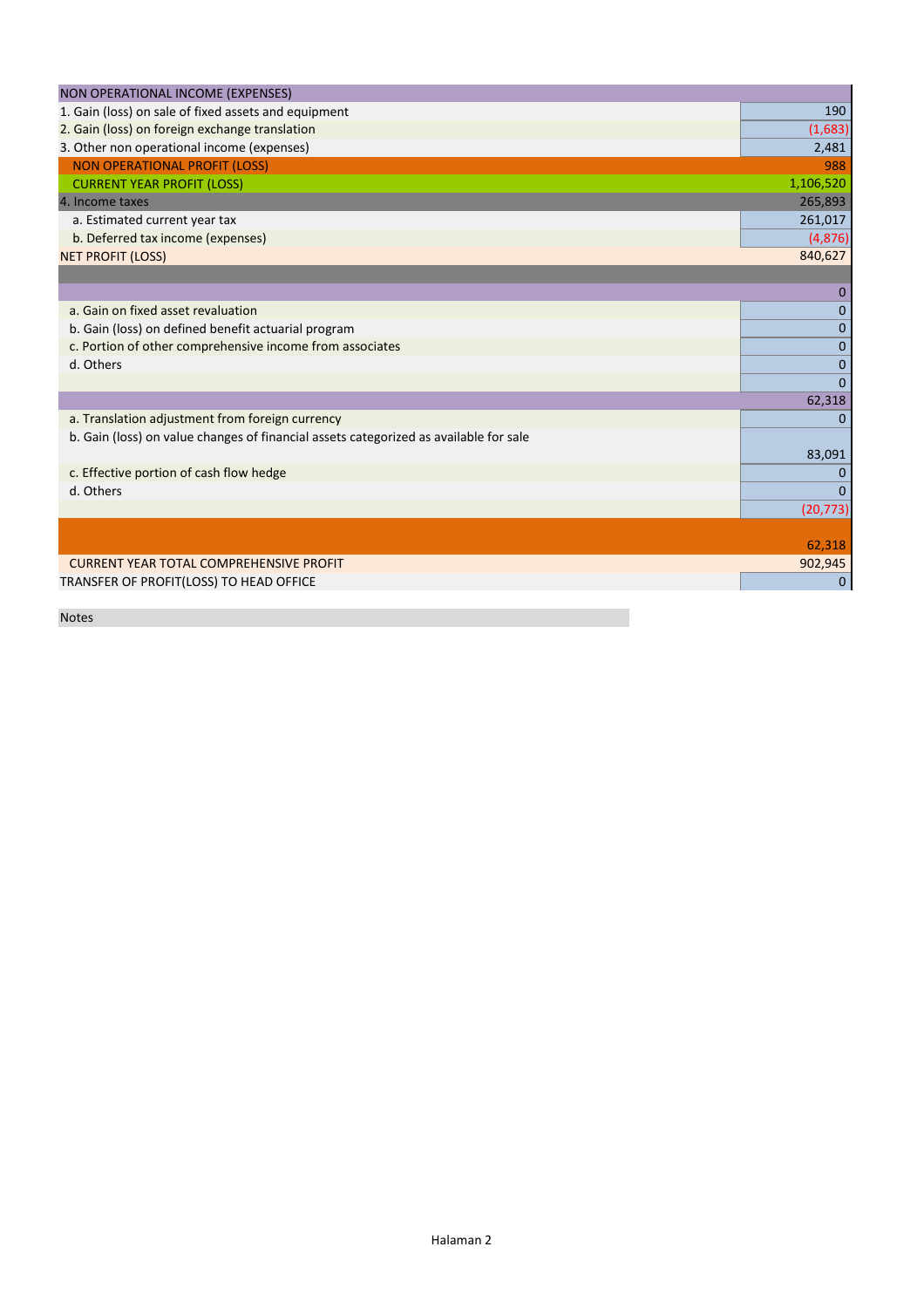| NON OPERATIONAL INCOME (EXPENSES) | |
|---|---|
| 1. Gain (loss) on sale of fixed assets and equipment | 190 |
| 2. Gain (loss) on foreign exchange translation | (1,683) |
| 3. Other non operational income (expenses) | 2,481 |
| NON OPERATIONAL PROFIT (LOSS) | 988 |
| CURRENT YEAR PROFIT (LOSS) | 1,106,520 |
| 4. Income taxes | 265,893 |
| a. Estimated current year tax | 261,017 |
| b. Deferred tax income (expenses) | (4,876) |
| NET PROFIT (LOSS) | 840,627 |
| | |
| | 0 |
| a. Gain on fixed asset revaluation | 0 |
| b. Gain (loss) on defined benefit actuarial program | 0 |
| c. Portion of other comprehensive income from associates | 0 |
| d. Others | 0 |
| | 0 |
| | 62,318 |
| a. Translation adjustment from foreign currency | 0 |
| b. Gain (loss) on value changes of financial assets categorized as available for sale | 83,091 |
| c. Effective portion of cash flow hedge | 0 |
| d. Others | 0 |
| | (20,773) |
| | 62,318 |
| CURRENT YEAR TOTAL COMPREHENSIVE PROFIT | 902,945 |
| TRANSFER OF PROFIT(LOSS) TO HEAD OFFICE | 0 |

Notes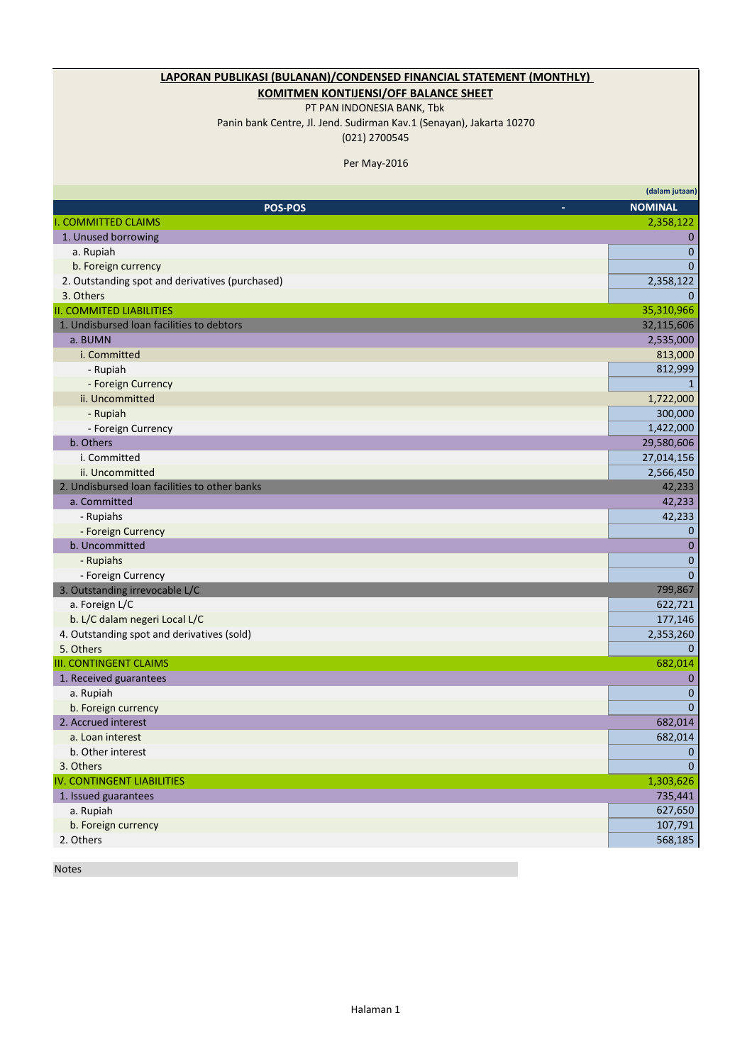**LAPORAN PUBLIKASI (BULANAN)/CONDENSED FINANCIAL STATEMENT (MONTHLY)**

**KOMITMEN KONTIJENSI/OFF BALANCE SHEET**

PT PAN INDONESIA BANK, Tbk

Panin bank Centre, Jl. Jend. Sudirman Kav.1 (Senayan), Jakarta 10270

(021) 2700545

Per May-2016

(dalam jutaan)

| POS-POS | NOMINAL |
|---|---|
| I. COMMITTED CLAIMS | 2,358,122 |
| 1. Unused borrowing | 0 |
| a. Rupiah | 0 |
| b. Foreign currency | 0 |
| 2. Outstanding spot and derivatives (purchased) | 2,358,122 |
| 3. Others | 0 |
| II. COMMITED LIABILITIES | 35,310,966 |
| 1. Undisbursed loan facilities to debtors | 32,115,606 |
| a. BUMN | 2,535,000 |
| i. Committed | 813,000 |
| - Rupiah | 812,999 |
| - Foreign Currency | 1 |
| ii. Uncommitted | 1,722,000 |
| - Rupiah | 300,000 |
| - Foreign Currency | 1,422,000 |
| b. Others | 29,580,606 |
| i. Committed | 27,014,156 |
| ii. Uncommitted | 2,566,450 |
| 2. Undisbursed loan facilities to other banks | 42,233 |
| a. Committed | 42,233 |
| - Rupiahs | 42,233 |
| - Foreign Currency | 0 |
| b. Uncommitted | 0 |
| - Rupiahs | 0 |
| - Foreign Currency | 0 |
| 3. Outstanding irrevocable L/C | 799,867 |
| a. Foreign L/C | 622,721 |
| b. L/C dalam negeri Local L/C | 177,146 |
| 4. Outstanding spot and derivatives (sold) | 2,353,260 |
| 5. Others | 0 |
| III. CONTINGENT CLAIMS | 682,014 |
| 1. Received guarantees | 0 |
| a. Rupiah | 0 |
| b. Foreign currency | 0 |
| 2. Accrued interest | 682,014 |
| a. Loan interest | 682,014 |
| b. Other interest | 0 |
| 3. Others | 0 |
| IV. CONTINGENT LIABILITIES | 1,303,626 |
| 1. Issued guarantees | 735,441 |
| a. Rupiah | 627,650 |
| b. Foreign currency | 107,791 |
| 2. Others | 568,185 |

Notes